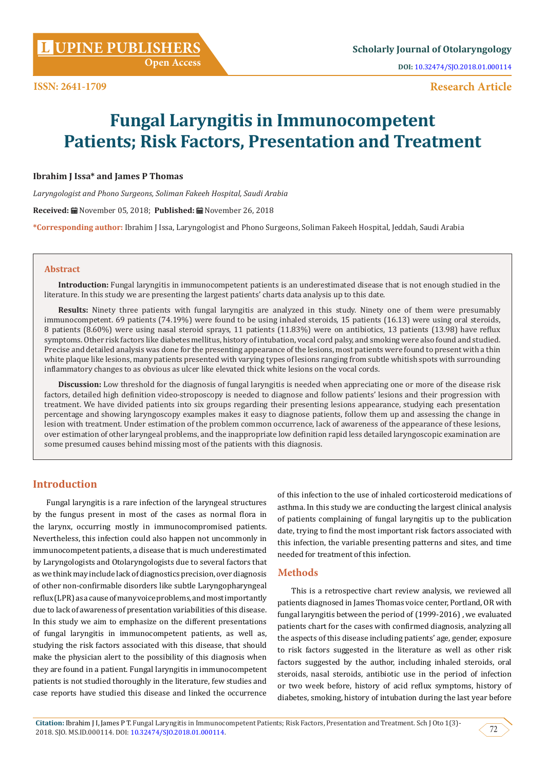# Fungal Laryngitis in Immunocompetent Patients; Risk Factors, Presentation and Treatment

**Ibrahim J Issa* and James P Thomas**

*Laryngologist and Phono Surgeons, Soliman Fakeeh Hospital, Saudi Arabia*

**Received:** November 05, 2018; **Published:** November 26, 2018

***Corresponding author:** Ibrahim J Issa, Laryngologist and Phono Surgeons, Soliman Fakeeh Hospital, Jeddah, Saudi Arabia

## Abstract

**Introduction:** Fungal laryngitis in immunocompetent patients is an underestimated disease that is not enough studied in the literature. In this study we are presenting the largest patients' charts data analysis up to this date.

**Results:** Ninety three patients with fungal laryngitis are analyzed in this study. Ninety one of them were presumably immunocompetent. 69 patients (74.19%) were found to be using inhaled steroids, 15 patients (16.13) were using oral steroids, 8 patients (8.60%) were using nasal steroid sprays, 11 patients (11.83%) were on antibiotics, 13 patients (13.98) have reflux symptoms. Other risk factors like diabetes mellitus, history of intubation, vocal cord palsy, and smoking were also found and studied. Precise and detailed analysis was done for the presenting appearance of the lesions, most patients were found to present with a thin white plaque like lesions, many patients presented with varying types of lesions ranging from subtle whitish spots with surrounding inflammatory changes to as obvious as ulcer like elevated thick white lesions on the vocal cords.

**Discussion:** Low threshold for the diagnosis of fungal laryngitis is needed when appreciating one or more of the disease risk factors, detailed high definition video-stroposcopy is needed to diagnose and follow patients' lesions and their progression with treatment. We have divided patients into six groups regarding their presenting lesions appearance, studying each presentation percentage and showing laryngoscopy examples makes it easy to diagnose patients, follow them up and assessing the change in lesion with treatment. Under estimation of the problem common occurrence, lack of awareness of the appearance of these lesions, over estimation of other laryngeal problems, and the inappropriate low definition rapid less detailed laryngoscopic examination are some presumed causes behind missing most of the patients with this diagnosis.

## Introduction

Fungal laryngitis is a rare infection of the laryngeal structures by the fungus present in most of the cases as normal flora in the larynx, occurring mostly in immunocompromised patients. Nevertheless, this infection could also happen not uncommonly in immunocompetent patients, a disease that is much underestimated by Laryngologists and Otolaryngologists due to several factors that as we think may include lack of diagnostics precision, over diagnosis of other non-confirmable disorders like subtle Laryngopharyngeal reflux (LPR) as a cause of many voice problems, and most importantly due to lack of awareness of presentation variabilities of this disease. In this study we aim to emphasize on the different presentations of fungal laryngitis in immunocompetent patients, as well as, studying the risk factors associated with this disease, that should make the physician alert to the possibility of this diagnosis when they are found in a patient. Fungal laryngitis in immunocompetent patients is not studied thoroughly in the literature, few studies and case reports have studied this disease and linked the occurrence of this infection to the use of inhaled corticosteroid medications of asthma. In this study we are conducting the largest clinical analysis of patients complaining of fungal laryngitis up to the publication date, trying to find the most important risk factors associated with this infection, the variable presenting patterns and sites, and time needed for treatment of this infection.

## Methods

This is a retrospective chart review analysis, we reviewed all patients diagnosed in James Thomas voice center, Portland, OR with fungal laryngitis between the period of (1999-2016) , we evaluated patients chart for the cases with confirmed diagnosis, analyzing all the aspects of this disease including patients' age, gender, exposure to risk factors suggested in the literature as well as other risk factors suggested by the author, including inhaled steroids, oral steroids, nasal steroids, antibiotic use in the period of infection or two week before, history of acid reflux symptoms, history of diabetes, smoking, history of intubation during the last year before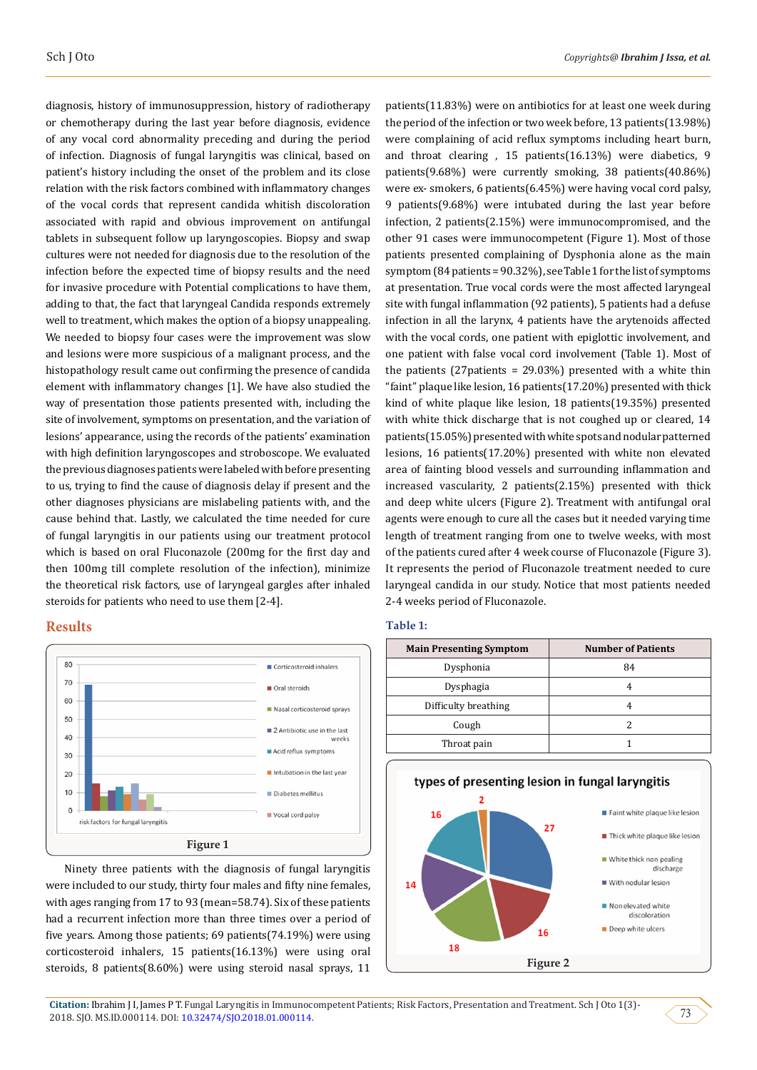diagnosis, history of immunosuppression, history of radiotherapy or chemotherapy during the last year before diagnosis, evidence of any vocal cord abnormality preceding and during the period of infection. Diagnosis of fungal laryngitis was clinical, based on patient's history including the onset of the problem and its close relation with the risk factors combined with inflammatory changes of the vocal cords that represent candida whitish discoloration associated with rapid and obvious improvement on antifungal tablets in subsequent follow up laryngoscopies. Biopsy and swap cultures were not needed for diagnosis due to the resolution of the infection before the expected time of biopsy results and the need for invasive procedure with Potential complications to have them, adding to that, the fact that laryngeal Candida responds extremely well to treatment, which makes the option of a biopsy unappealing. We needed to biopsy four cases were the improvement was slow and lesions were more suspicious of a malignant process, and the histopathology result came out confirming the presence of candida element with inflammatory changes [1]. We have also studied the way of presentation those patients presented with, including the site of involvement, symptoms on presentation, and the variation of lesions' appearance, using the records of the patients' examination with high definition laryngoscopes and stroboscope. We evaluated the previous diagnoses patients were labeled with before presenting to us, trying to find the cause of diagnosis delay if present and the other diagnoses physicians are mislabeling patients with, and the cause behind that. Lastly, we calculated the time needed for cure of fungal laryngitis in our patients using our treatment protocol which is based on oral Fluconazole (200mg for the first day and then 100mg till complete resolution of the infection), minimize the theoretical risk factors, use of laryngeal gargles after inhaled steroids for patients who need to use them [2-4].

## Results

Figure 1

Ninety three patients with the diagnosis of fungal laryngitis were included to our study, thirty four males and fifty nine females, with ages ranging from 17 to 93 (mean=58.74). Six of these patients had a recurrent infection more than three times over a period of five years. Among those patients; 69 patients(74.19%) were using corticosteroid inhalers, 15 patients(16.13%) were using oral steroids, 8 patients(8.60%) were using steroid nasal sprays, 11 patients(11.83%) were on antibiotics for at least one week during the period of the infection or two week before, 13 patients(13.98%) were complaining of acid reflux symptoms including heart burn, and throat clearing , 15 patients(16.13%) were diabetics, 9 patients(9.68%) were currently smoking, 38 patients(40.86%) were ex- smokers, 6 patients(6.45%) were having vocal cord palsy, 9 patients(9.68%) were intubated during the last year before infection, 2 patients(2.15%) were immunocompromised, and the other 91 cases were immunocompetent (Figure 1). Most of those patients presented complaining of Dysphonia alone as the main symptom (84 patients = 90.32%), see Table 1 for the list of symptoms at presentation. True vocal cords were the most affected laryngeal site with fungal inflammation (92 patients), 5 patients had a defuse infection in all the larynx, 4 patients have the arytenoids affected with the vocal cords, one patient with epiglottic involvement, and one patient with false vocal cord involvement (Table 1). Most of the patients (27patients = 29.03%) presented with a white thin "faint" plaque like lesion, 16 patients(17.20%) presented with thick kind of white plaque like lesion, 18 patients(19.35%) presented with white thick discharge that is not coughed up or cleared, 14 patients(15.05%) presented with white spots and nodular patterned lesions, 16 patients(17.20%) presented with white non elevated area of fainting blood vessels and surrounding inflammation and increased vascularity, 2 patients(2.15%) presented with thick and deep white ulcers (Figure 2). Treatment with antifungal oral agents were enough to cure all the cases but it needed varying time length of treatment ranging from one to twelve weeks, with most of the patients cured after 4 week course of Fluconazole (Figure 3). It represents the period of Fluconazole treatment needed to cure laryngeal candida in our study. Notice that most patients needed 2-4 weeks period of Fluconazole.

**Table 1:**

| Main Presenting Symptom | Number of Patients |
|---|---|
| Dysphonia | 84 |
| Dysphagia | 4 |
| Difficulty breathing | 4 |
| Cough | 2 |
| Throat pain | 1 |

Figure 2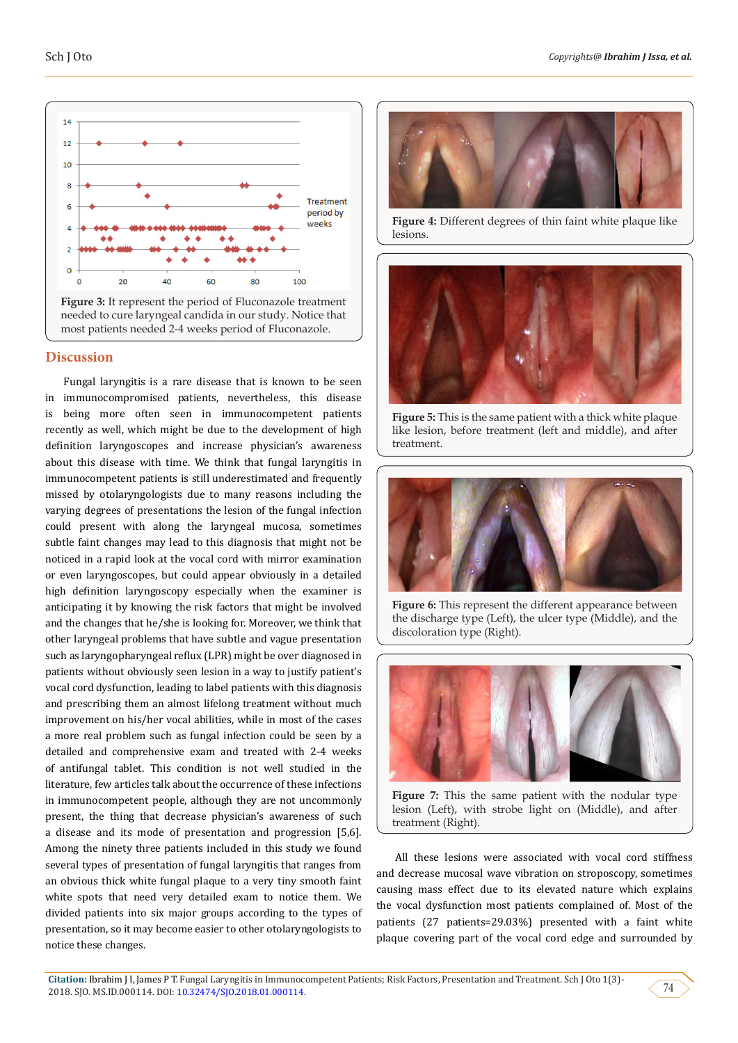Figure 3: It represent the period of Fluconazole treatment needed to cure laryngeal candida in our study. Notice that most patients needed 2-4 weeks period of Fluconazole.

## Discussion

Fungal laryngitis is a rare disease that is known to be seen in immunocompromised patients, nevertheless, this disease is being more often seen in immunocompetent patients recently as well, which might be due to the development of high definition laryngoscopes and increase physician's awareness about this disease with time. We think that fungal laryngitis in immunocompetent patients is still underestimated and frequently missed by otolaryngologists due to many reasons including the varying degrees of presentations the lesion of the fungal infection could present with along the laryngeal mucosa, sometimes subtle faint changes may lead to this diagnosis that might not be noticed in a rapid look at the vocal cord with mirror examination or even laryngoscopes, but could appear obviously in a detailed high definition laryngoscopy especially when the examiner is anticipating it by knowing the risk factors that might be involved and the changes that he/she is looking for. Moreover, we think that other laryngeal problems that have subtle and vague presentation such as laryngopharyngeal reflux (LPR) might be over diagnosed in patients without obviously seen lesion in a way to justify patient's vocal cord dysfunction, leading to label patients with this diagnosis and prescribing them an almost lifelong treatment without much improvement on his/her vocal abilities, while in most of the cases a more real problem such as fungal infection could be seen by a detailed and comprehensive exam and treated with 2-4 weeks of antifungal tablet. This condition is not well studied in the literature, few articles talk about the occurrence of these infections in immunocompetent people, although they are not uncommonly present, the thing that decrease physician's awareness of such a disease and its mode of presentation and progression [5,6]. Among the ninety three patients included in this study we found several types of presentation of fungal laryngitis that ranges from an obvious thick white fungal plaque to a very tiny smooth faint white spots that need very detailed exam to notice them. We divided patients into six major groups according to the types of presentation, so it may become easier to other otolaryngologists to notice these changes.

Figure 4: Different degrees of thin faint white plaque like lesions.

Figure 5: This is the same patient with a thick white plaque like lesion, before treatment (left and middle), and after treatment.

Figure 6: This represent the different appearance between the discharge type (Left), the ulcer type (Middle), and the discoloration type (Right).

Figure 7: This the same patient with the nodular type lesion (Left), with strobe light on (Middle), and after treatment (Right).

All these lesions were associated with vocal cord stiffness and decrease mucosal wave vibration on stroposcopy, sometimes causing mass effect due to its elevated nature which explains the vocal dysfunction most patients complained of. Most of the patients (27 patients=29.03%) presented with a faint white plaque covering part of the vocal cord edge and surrounded by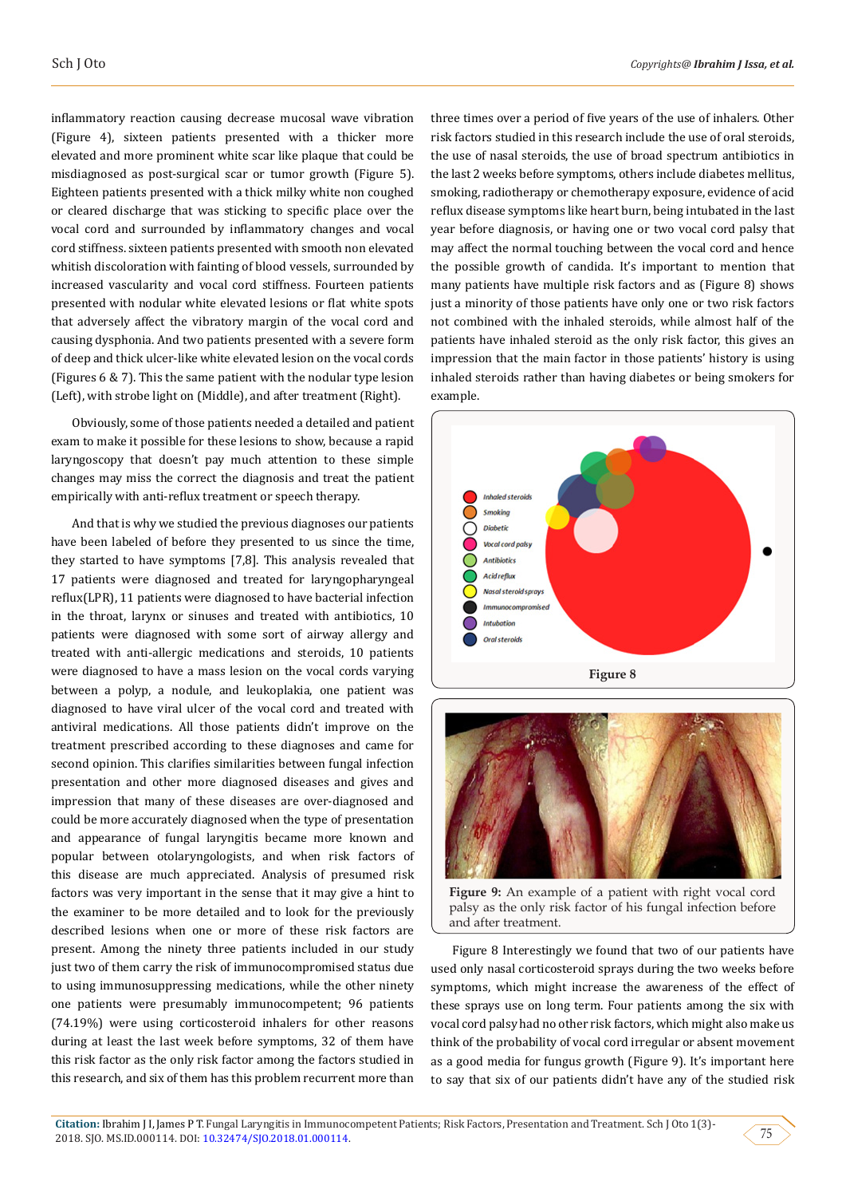inflammatory reaction causing decrease mucosal wave vibration (Figure 4), sixteen patients presented with a thicker more elevated and more prominent white scar like plaque that could be misdiagnosed as post-surgical scar or tumor growth (Figure 5). Eighteen patients presented with a thick milky white non coughed or cleared discharge that was sticking to specific place over the vocal cord and surrounded by inflammatory changes and vocal cord stiffness. sixteen patients presented with smooth non elevated whitish discoloration with fainting of blood vessels, surrounded by increased vascularity and vocal cord stiffness. Fourteen patients presented with nodular white elevated lesions or flat white spots that adversely affect the vibratory margin of the vocal cord and causing dysphonia. And two patients presented with a severe form of deep and thick ulcer-like white elevated lesion on the vocal cords (Figures 6 & 7). This the same patient with the nodular type lesion (Left), with strobe light on (Middle), and after treatment (Right).

Obviously, some of those patients needed a detailed and patient exam to make it possible for these lesions to show, because a rapid laryngoscopy that doesn't pay much attention to these simple changes may miss the correct the diagnosis and treat the patient empirically with anti-reflux treatment or speech therapy.

And that is why we studied the previous diagnoses our patients have been labeled of before they presented to us since the time, they started to have symptoms [7,8]. This analysis revealed that 17 patients were diagnosed and treated for laryngopharyngeal reflux(LPR), 11 patients were diagnosed to have bacterial infection in the throat, larynx or sinuses and treated with antibiotics, 10 patients were diagnosed with some sort of airway allergy and treated with anti-allergic medications and steroids, 10 patients were diagnosed to have a mass lesion on the vocal cords varying between a polyp, a nodule, and leukoplakia, one patient was diagnosed to have viral ulcer of the vocal cord and treated with antiviral medications. All those patients didn't improve on the treatment prescribed according to these diagnoses and came for second opinion. This clarifies similarities between fungal infection presentation and other more diagnosed diseases and gives and impression that many of these diseases are over-diagnosed and could be more accurately diagnosed when the type of presentation and appearance of fungal laryngitis became more known and popular between otolaryngologists, and when risk factors of this disease are much appreciated. Analysis of presumed risk factors was very important in the sense that it may give a hint to the examiner to be more detailed and to look for the previously described lesions when one or more of these risk factors are present. Among the ninety three patients included in our study just two of them carry the risk of immunocompromised status due to using immunosuppressing medications, while the other ninety one patients were presumably immunocompetent; 96 patients (74.19%) were using corticosteroid inhalers for other reasons during at least the last week before symptoms, 32 of them have this risk factor as the only risk factor among the factors studied in this research, and six of them has this problem recurrent more than three times over a period of five years of the use of inhalers. Other risk factors studied in this research include the use of oral steroids, the use of nasal steroids, the use of broad spectrum antibiotics in the last 2 weeks before symptoms, others include diabetes mellitus, smoking, radiotherapy or chemotherapy exposure, evidence of acid reflux disease symptoms like heart burn, being intubated in the last year before diagnosis, or having one or two vocal cord palsy that may affect the normal touching between the vocal cord and hence the possible growth of candida. It's important to mention that many patients have multiple risk factors and as (Figure 8) shows just a minority of those patients have only one or two risk factors not combined with the inhaled steroids, while almost half of the patients have inhaled steroid as the only risk factor, this gives an impression that the main factor in those patients' history is using inhaled steroids rather than having diabetes or being smokers for example.

Figure 8

Figure 9: An example of a patient with right vocal cord palsy as the only risk factor of his fungal infection before and after treatment.

Figure 8 Interestingly we found that two of our patients have used only nasal corticosteroid sprays during the two weeks before symptoms, which might increase the awareness of the effect of these sprays use on long term. Four patients among the six with vocal cord palsy had no other risk factors, which might also make us think of the probability of vocal cord irregular or absent movement as a good media for fungus growth (Figure 9). It's important here to say that six of our patients didn't have any of the studied risk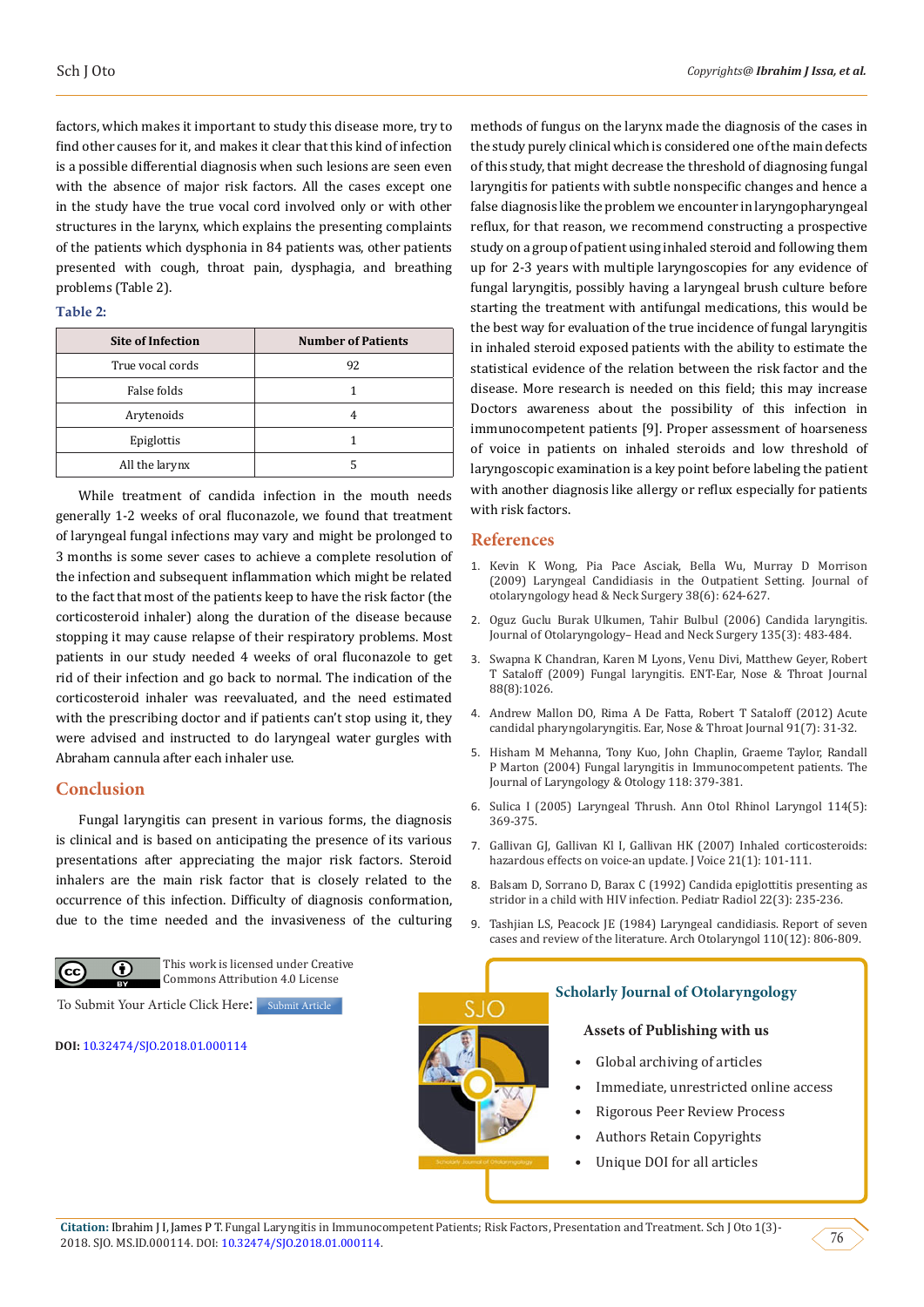factors, which makes it important to study this disease more, try to find other causes for it, and makes it clear that this kind of infection is a possible differential diagnosis when such lesions are seen even with the absence of major risk factors. All the cases except one in the study have the true vocal cord involved only or with other structures in the larynx, which explains the presenting complaints of the patients which dysphonia in 84 patients was, other patients presented with cough, throat pain, dysphagia, and breathing problems (Table 2).

**Table 2:**

| Site of Infection | Number of Patients |
|---|---|
| True vocal cords | 92 |
| False folds | 1 |
| Arytenoids | 4 |
| Epiglottis | 1 |
| All the larynx | 5 |

While treatment of candida infection in the mouth needs generally 1-2 weeks of oral fluconazole, we found that treatment of laryngeal fungal infections may vary and might be prolonged to 3 months is some sever cases to achieve a complete resolution of the infection and subsequent inflammation which might be related to the fact that most of the patients keep to have the risk factor (the corticosteroid inhaler) along the duration of the disease because stopping it may cause relapse of their respiratory problems. Most patients in our study needed 4 weeks of oral fluconazole to get rid of their infection and go back to normal. The indication of the corticosteroid inhaler was reevaluated, and the need estimated with the prescribing doctor and if patients can't stop using it, they were advised and instructed to do laryngeal water gurgles with Abraham cannula after each inhaler use.

## Conclusion

Fungal laryngitis can present in various forms, the diagnosis is clinical and is based on anticipating the presence of its various presentations after appreciating the major risk factors. Steroid inhalers are the main risk factor that is closely related to the occurrence of this infection. Difficulty of diagnosis conformation, due to the time needed and the invasiveness of the culturing methods of fungus on the larynx made the diagnosis of the cases in the study purely clinical which is considered one of the main defects of this study, that might decrease the threshold of diagnosing fungal laryngitis for patients with subtle nonspecific changes and hence a false diagnosis like the problem we encounter in laryngopharyngeal reflux, for that reason, we recommend constructing a prospective study on a group of patient using inhaled steroid and following them up for 2-3 years with multiple laryngoscopies for any evidence of fungal laryngitis, possibly having a laryngeal brush culture before starting the treatment with antifungal medications, this would be the best way for evaluation of the true incidence of fungal laryngitis in inhaled steroid exposed patients with the ability to estimate the statistical evidence of the relation between the risk factor and the disease. More research is needed on this field; this may increase Doctors awareness about the possibility of this infection in immunocompetent patients [9]. Proper assessment of hoarseness of voice in patients on inhaled steroids and low threshold of laryngoscopic examination is a key point before labeling the patient with another diagnosis like allergy or reflux especially for patients with risk factors.

## References

1. Kevin K Wong, Pia Pace Asciak, Bella Wu, Murray D Morrison (2009) Laryngeal Candidiasis in the Outpatient Setting. Journal of otolaryngology head & Neck Surgery 38(6): 624-627.
2. Oguz Guclu Burak Ulkumen, Tahir Bulbul (2006) Candida laryngitis. Journal of Otolaryngology– Head and Neck Surgery 135(3): 483-484.
3. Swapna K Chandran, Karen M Lyons, Venu Divi, Matthew Geyer, Robert T Sataloff (2009) Fungal laryngitis. ENT-Ear, Nose & Throat Journal 88(8):1026.
4. Andrew Mallon DO, Rima A De Fatta, Robert T Sataloff (2012) Acute candidal pharyngolaryngitis. Ear, Nose & Throat Journal 91(7): 31-32.
5. Hisham M Mehanna, Tony Kuo, John Chaplin, Graeme Taylor, Randall P Marton (2004) Fungal laryngitis in Immunocompetent patients. The Journal of Laryngology & Otology 118: 379-381.
6. Sulica I (2005) Laryngeal Thrush. Ann Otol Rhinol Laryngol 114(5): 369-375.
7. Gallivan GJ, Gallivan KI I, Gallivan HK (2007) Inhaled corticosteroids: hazardous effects on voice-an update. J Voice 21(1): 101-111.
8. Balsam D, Sorrano D, Barax C (1992) Candida epiglottitis presenting as stridor in a child with HIV infection. Pediatr Radiol 22(3): 235-236.
9. Tashjian LS, Peacock JE (1984) Laryngeal candidiasis. Report of seven cases and review of the literature. Arch Otolaryngol 110(12): 806-809.

This work is licensed under Creative Commons Attribution 4.0 License

To Submit Your Article Click Here: Submit Article

**DOI:** 10.32474/SJO.2018.01.000114

**Scholarly Journal of Otolaryngology**

**Assets of Publishing with us**

- Global archiving of articles
- Immediate, unrestricted online access
- Rigorous Peer Review Process
- Authors Retain Copyrights
- Unique DOI for all articles

**Citation:** Ibrahim J I, James P T. Fungal Laryngitis in Immunocompetent Patients; Risk Factors, Presentation and Treatment. Sch J Oto 1(3)-2018. SJO. MS.ID.000114. DOI: 10.32474/SJO.2018.01.000114.